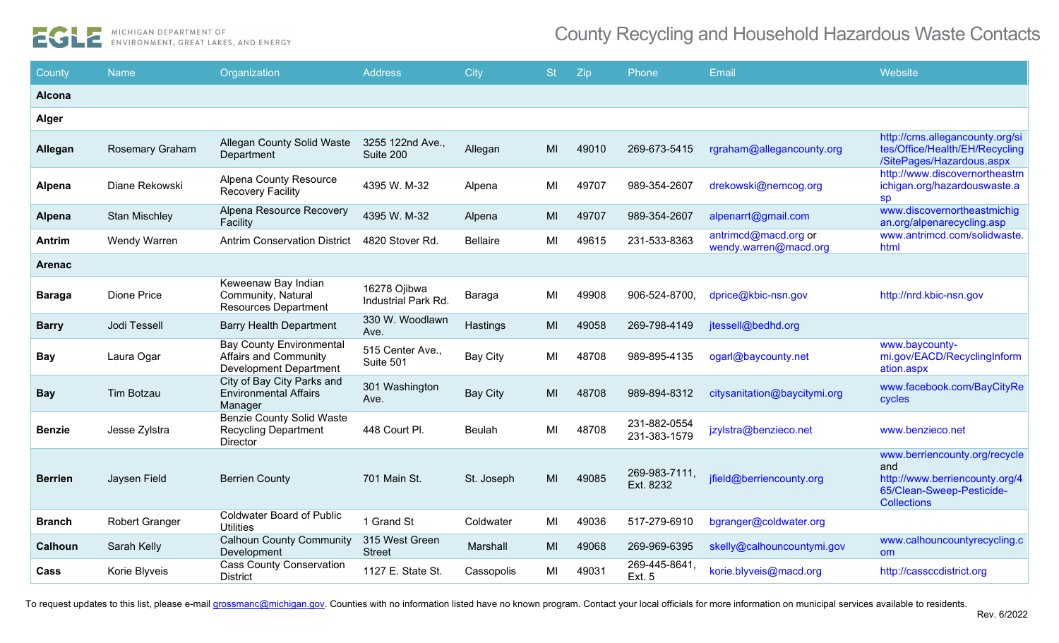MICHIGAN DEPARTMENT OF ENVIRONMENT, GREAT LAKES, AND ENERGY

# County Recycling and Household Hazardous Waste Contacts

| County | Name | Organization | Address | City | St | Zip | Phone | Email | Website |
|---|---|---|---|---|---|---|---|---|---|
| **Alcona** | | | | | | | | | |
| **Alger** | | | | | | | | | |
| **Allegan** | Rosemary Graham | Allegan County Solid Waste Department | 3255 122nd Ave., Suite 200 | Allegan | MI | 49010 | 269-673-5415 | rgraham@allegancounty.org | http://cms.allegancounty.org/sites/Office/Health/EH/Recycling/SitePages/Hazardous.aspx |
| **Alpena** | Diane Rekowski | Alpena County Resource Recovery Facility | 4395 W. M-32 | Alpena | MI | 49707 | 989-354-2607 | drekowski@nemcog.org | http://www.discovernortheastmichigan.org/hazardouswaste.asp |
| **Alpena** | Stan Mischley | Alpena Resource Recovery Facility | 4395 W. M-32 | Alpena | MI | 49707 | 989-354-2607 | alpenarrt@gmail.com | www.discovernortheastmichigan.org/alpenarecycling.asp |
| **Antrim** | Wendy Warren | Antrim Conservation District | 4820 Stover Rd. | Bellaire | MI | 49615 | 231-533-8363 | antrimcd@macd.org or wendy.warren@macd.org | www.antrimcd.com/solidwaste.html |
| **Arenac** | | | | | | | | | |
| **Baraga** | Dione Price | Keweenaw Bay Indian Community, Natural Resources Department | 16278 Ojibwa Industrial Park Rd. | Baraga | MI | 49908 | 906-524-8700, | dprice@kbic-nsn.gov | http://nrd.kbic-nsn.gov |
| **Barry** | Jodi Tessell | Barry Health Department | 330 W. Woodlawn Ave. | Hastings | MI | 49058 | 269-798-4149 | jtessell@bedhd.org | |
| **Bay** | Laura Ogar | Bay County Environmental Affairs and Community Development Department | 515 Center Ave., Suite 501 | Bay City | MI | 48708 | 989-895-4135 | ogarl@baycounty.net | www.baycounty-mi.gov/EACD/RecyclingInformation.aspx |
| **Bay** | Tim Botzau | City of Bay City Parks and Environmental Affairs Manager | 301 Washington Ave. | Bay City | MI | 48708 | 989-894-8312 | citysanitation@baycitymi.org | www.facebook.com/BayCityRecycles |
| **Benzie** | Jesse Zylstra | Benzie County Solid Waste Recycling Department Director | 448 Court Pl. | Beulah | MI | 48708 | 231-882-0554 231-383-1579 | jzylstra@benzieco.net | www.benzieco.net |
| **Berrien** | Jaysen Field | Berrien County | 701 Main St. | St. Joseph | MI | 49085 | 269-983-7111, Ext. 8232 | jfield@berriencounty.org | www.berriencounty.org/recycle and http://www.berriencounty.org/465/Clean-Sweep-Pesticide-Collections |
| **Branch** | Robert Granger | Coldwater Board of Public Utilities | 1 Grand St | Coldwater | MI | 49036 | 517-279-6910 | bgranger@coldwater.org | |
| **Calhoun** | Sarah Kelly | Calhoun County Community Development | 315 West Green Street | Marshall | MI | 49068 | 269-969-6395 | skelly@calhouncountymi.gov | www.calhouncountyrecycling.com |
| **Cass** | Korie Blyveis | Cass County Conservation District | 1127 E. State St. | Cassopolis | MI | 49031 | 269-445-8641, Ext. 5 | korie.blyveis@macd.org | http://cassccdistrict.org |

To request updates to this list, please e-mail grossmanc@michigan.gov. Counties with no information listed have no known program. Contact your local officials for more information on municipal services available to residents.

Rev. 6/2022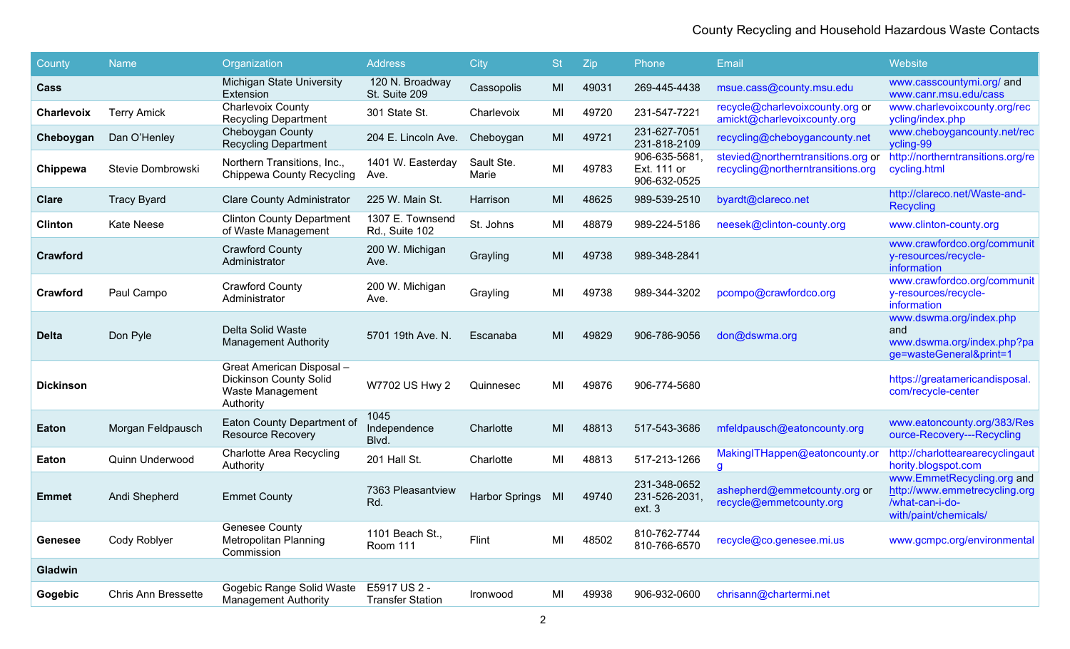County Recycling and Household Hazardous Waste Contacts

| County | Name | Organization | Address | City | St | Zip | Phone | Email | Website |
|---|---|---|---|---|---|---|---|---|---|
| **Cass** | | Michigan State University Extension | 120 N. Broadway St. Suite 209 | Cassopolis | MI | 49031 | 269-445-4438 | msue.cass@county.msu.edu | www.casscountymi.org/ and www.canr.msu.edu/cass |
| **Charlevoix** | Terry Amick | Charlevoix County Recycling Department | 301 State St. | Charlevoix | MI | 49720 | 231-547-7221 | recycle@charlevoixcounty.org or amickt@charlevoixcounty.org | www.charlevoixcounty.org/recycling/index.php |
| **Cheboygan** | Dan O'Henley | Cheboygan County Recycling Department | 204 E. Lincoln Ave. | Cheboygan | MI | 49721 | 231-627-7051 231-818-2109 | recycling@cheboygancounty.net | www.cheboygancounty.net/recycling-99 |
| **Chippewa** | Stevie Dombrowski | Northern Transitions, Inc., Chippewa County Recycling | 1401 W. Easterday Ave. | Sault Ste. Marie | MI | 49783 | 906-635-5681, Ext. 111 or 906-632-0525 | stevied@northerntransitions.org or recycling@northerntransitions.org | http://northerntransitions.org/recycling.html |
| **Clare** | Tracy Byard | Clare County Administrator | 225 W. Main St. | Harrison | MI | 48625 | 989-539-2510 | byardt@clareco.net | http://clareco.net/Waste-and-Recycling |
| **Clinton** | Kate Neese | Clinton County Department of Waste Management | 1307 E. Townsend Rd., Suite 102 | St. Johns | MI | 48879 | 989-224-5186 | neesek@clinton-county.org | www.clinton-county.org |
| **Crawford** | | Crawford County Administrator | 200 W. Michigan Ave. | Grayling | MI | 49738 | 989-348-2841 | | www.crawfordco.org/community-resources/recycle-information |
| **Crawford** | Paul Campo | Crawford County Administrator | 200 W. Michigan Ave. | Grayling | MI | 49738 | 989-344-3202 | pcompo@crawfordco.org | www.crawfordco.org/community-resources/recycle-information |
| **Delta** | Don Pyle | Delta Solid Waste Management Authority | 5701 19th Ave. N. | Escanaba | MI | 49829 | 906-786-9056 | don@dswma.org | www.dswma.org/index.php and www.dswma.org/index.php?page=wasteGeneral&print=1 |
| **Dickinson** | | Great American Disposal – Dickinson County Solid Waste Management Authority | W7702 US Hwy 2 | Quinnesec | MI | 49876 | 906-774-5680 | | https://greatamericandisposal.com/recycle-center |
| **Eaton** | Morgan Feldpausch | Eaton County Department of Resource Recovery | 1045 Independence Blvd. | Charlotte | MI | 48813 | 517-543-3686 | mfeldpausch@eatoncounty.org | www.eatoncounty.org/383/Resource-Recovery---Recycling |
| **Eaton** | Quinn Underwood | Charlotte Area Recycling Authority | 201 Hall St. | Charlotte | MI | 48813 | 517-213-1266 | MakingITHappen@eatoncounty.org | http://charlotteareare cyclingauthority.blogspot.com |
| **Emmet** | Andi Shepherd | Emmet County | 7363 Pleasantview Rd. | Harbor Springs | MI | 49740 | 231-348-0652 231-526-2031, ext. 3 | ashepherd@emmetcounty.org or recycle@emmetcounty.org | www.EmmetRecycling.org and http://www.emmetrecycling.org/what-can-i-do-with/paint/chemicals/ |
| **Genesee** | Cody Roblyer | Genesee County Metropolitan Planning Commission | 1101 Beach St., Room 111 | Flint | MI | 48502 | 810-762-7744 810-766-6570 | recycle@co.genesee.mi.us | www.gcmpc.org/environmental |
| **Gladwin** | | | | | | | | | |
| **Gogebic** | Chris Ann Bressette | Gogebic Range Solid Waste Management Authority | E5917 US 2 - Transfer Station | Ironwood | MI | 49938 | 906-932-0600 | chrisann@chartermi.net | |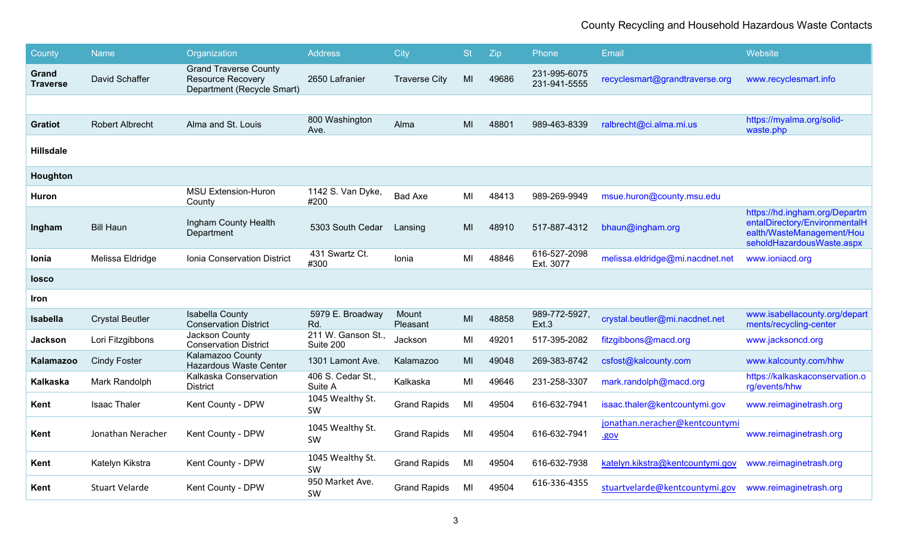County Recycling and Household Hazardous Waste Contacts

| County | Name | Organization | Address | City | St | Zip | Phone | Email | Website |
|---|---|---|---|---|---|---|---|---|---|
| **Grand Traverse** | David Schaffer | Grand Traverse County Resource Recovery Department (Recycle Smart) | 2650 Lafranier | Traverse City | MI | 49686 | 231-995-6075 231-941-5555 | recyclesmart@grandtraverse.org | www.recyclesmart.info |
| | | | | | | | | | |
| **Gratiot** | Robert Albrecht | Alma and St. Louis | 800 Washington Ave. | Alma | MI | 48801 | 989-463-8339 | ralbrecht@ci.alma.mi.us | https://myalma.org/solid-waste.php |
| **Hillsdale** | | | | | | | | | |
| **Houghton** | | | | | | | | | |
| **Huron** | | MSU Extension-Huron County | 1142 S. Van Dyke, #200 | Bad Axe | MI | 48413 | 989-269-9949 | msue.huron@county.msu.edu | |
| **Ingham** | Bill Haun | Ingham County Health Department | 5303 South Cedar | Lansing | MI | 48910 | 517-887-4312 | bhaun@ingham.org | https://hd.ingham.org/DepartmentalDirectory/EnvironmentalHealth/WasteManagement/HouseholdHazardousWaste.aspx |
| **Ionia** | Melissa Eldridge | Ionia Conservation District | 431 Swartz Ct. #300 | Ionia | MI | 48846 | 616-527-2098 Ext. 3077 | melissa.eldridge@mi.nacdnet.net | www.ioniacd.org |
| **Iosco** | | | | | | | | | |
| **Iron** | | | | | | | | | |
| **Isabella** | Crystal Beutler | Isabella County Conservation District | 5979 E. Broadway Rd. | Mount Pleasant | MI | 48858 | 989-772-5927, Ext.3 | crystal.beutler@mi.nacdnet.net | www.isabellacounty.org/departments/recycling-center |
| **Jackson** | Lori Fitzgibbons | Jackson County Conservation District | 211 W. Ganson St., Suite 200 | Jackson | MI | 49201 | 517-395-2082 | fitzgibbons@macd.org | www.jacksoncd.org |
| **Kalamazoo** | Cindy Foster | Kalamazoo County Hazardous Waste Center | 1301 Lamont Ave. | Kalamazoo | MI | 49048 | 269-383-8742 | csfost@kalcounty.com | www.kalcounty.com/hhw |
| **Kalkaska** | Mark Randolph | Kalkaska Conservation District | 406 S. Cedar St., Suite A | Kalkaska | MI | 49646 | 231-258-3307 | mark.randolph@macd.org | https://kalkaskaconservation.org/events/hhw |
| **Kent** | Isaac Thaler | Kent County - DPW | 1045 Wealthy St. SW | Grand Rapids | MI | 49504 | 616-632-7941 | isaac.thaler@kentcountymi.gov | www.reimaginetrash.org |
| **Kent** | Jonathan Neracher | Kent County - DPW | 1045 Wealthy St. SW | Grand Rapids | MI | 49504 | 616-632-7941 | jonathan.neracher@kentcountymi.gov | www.reimaginetrash.org |
| **Kent** | Katelyn Kikstra | Kent County - DPW | 1045 Wealthy St. SW | Grand Rapids | MI | 49504 | 616-632-7938 | katelyn.kikstra@kentcountymi.gov | www.reimaginetrash.org |
| **Kent** | Stuart Velarde | Kent County - DPW | 950 Market Ave. SW | Grand Rapids | MI | 49504 | 616-336-4355 | stuartvelarde@kentcountymi.gov | www.reimaginetrash.org |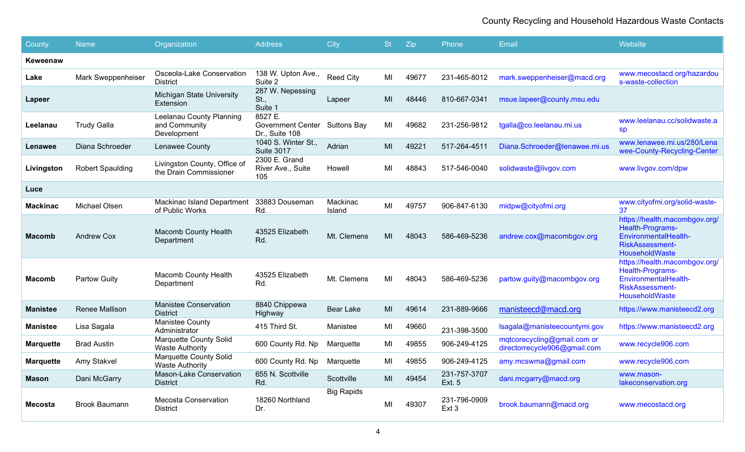## County Recycling and Household Hazardous Waste Contacts

| County | Name | Organization | Address | City | St | Zip | Phone | Email | Website |
|---|---|---|---|---|---|---|---|---|---|
| **Keweenaw** | | | | | | | | | |
| **Lake** | Mark Sweppenheiser | Osceola-Lake Conservation District | 138 W. Upton Ave., Suite 2 | Reed City | MI | 49677 | 231-465-8012 | mark.sweppenheiser@macd.org | www.mecostacd.org/hazardous-waste-collection |
| **Lapeer** | | Michigan State University Extension | 287 W. Nepessing St., Suite 1 | Lapeer | MI | 48446 | 810-667-0341 | msue.lapeer@county.msu.edu | |
| **Leelanau** | Trudy Galla | Leelanau County Planning and Community Development | 8527 E. Government Center Dr., Suite 108 | Suttons Bay | MI | 49682 | 231-256-9812 | tgalla@co.leelanau.mi.us | www.leelanau.cc/solidwaste.asp |
| **Lenawee** | Diana Schroeder | Lenawee County | 1040 S. Winter St., Suite 3017 | Adrian | MI | 49221 | 517-264-4511 | Diana.Schroeder@lenawee.mi.us | www.lenawee.mi.us/280/Lenawee-County-Recycling-Center |
| **Livingston** | Robert Spaulding | Livingston County, Office of the Drain Commissioner | 2300 E. Grand River Ave., Suite 105 | Howell | MI | 48843 | 517-546-0040 | solidwaste@livgov.com | www.livgov.com/dpw |
| **Luce** | | | | | | | | | |
| **Mackinac** | Michael Olsen | Mackinac Island Department of Public Works | 33883 Douseman Rd. | Mackinac Island | MI | 49757 | 906-847-6130 | midpw@cityofmi.org | www.cityofmi.org/solid-waste-37 |
| **Macomb** | Andrew Cox | Macomb County Health Department | 43525 Elizabeth Rd. | Mt. Clemens | MI | 48043 | 586-469-5236 | andrew.cox@macombgov.org | https://health.macombgov.org/Health-Programs-EnvironmentalHealth-RiskAssessment-HouseholdWaste |
| **Macomb** | Partow Guity | Macomb County Health Department | 43525 Elizabeth Rd. | Mt. Clemens | MI | 48043 | 586-469-5236 | partow.guity@macombgov.org | https://health.macombgov.org/Health-Programs-EnvironmentalHealth-RiskAssessment-HouseholdWaste |
| **Manistee** | Renee Mallison | Manistee Conservation District | 8840 Chippewa Highway | Bear Lake | MI | 49614 | 231-889-9666 | manisteecd@macd.org | https://www.manisteecd2.org |
| **Manistee** | Lisa Sagala | Manistee County Administrator | 415 Third St. | Manistee | MI | 49660 | 231-398-3500 | lsagala@manisteecountymi.gov | https://www.manisteecd2.org |
| **Marquette** | Brad Austin | Marquette County Solid Waste Authority | 600 County Rd. Np | Marquette | MI | 49855 | 906-249-4125 | mqtcorecycling@gmail.com or directorrecycle906@gmail.com | www.recycle906.com |
| **Marquette** | Amy Stakvel | Marquette County Solid Waste Authority | 600 County Rd. Np | Marquette | MI | 49855 | 906-249-4125 | amy.mcswma@gmail.com | www.recycle906.com |
| **Mason** | Dani McGarry | Mason-Lake Conservation District | 655 N. Scottville Rd. | Scottville | MI | 49454 | 231-757-3707 Ext. 5 | dani.mcgarry@macd.org | www.mason-lakeconservation.org |
| **Mecosta** | Brook Baumann | Mecosta Conservation District | 18260 Northland Dr. | Big Rapids | MI | 49307 | 231-796-0909 Ext 3 | brook.baumann@macd.org | www.mecostacd.org |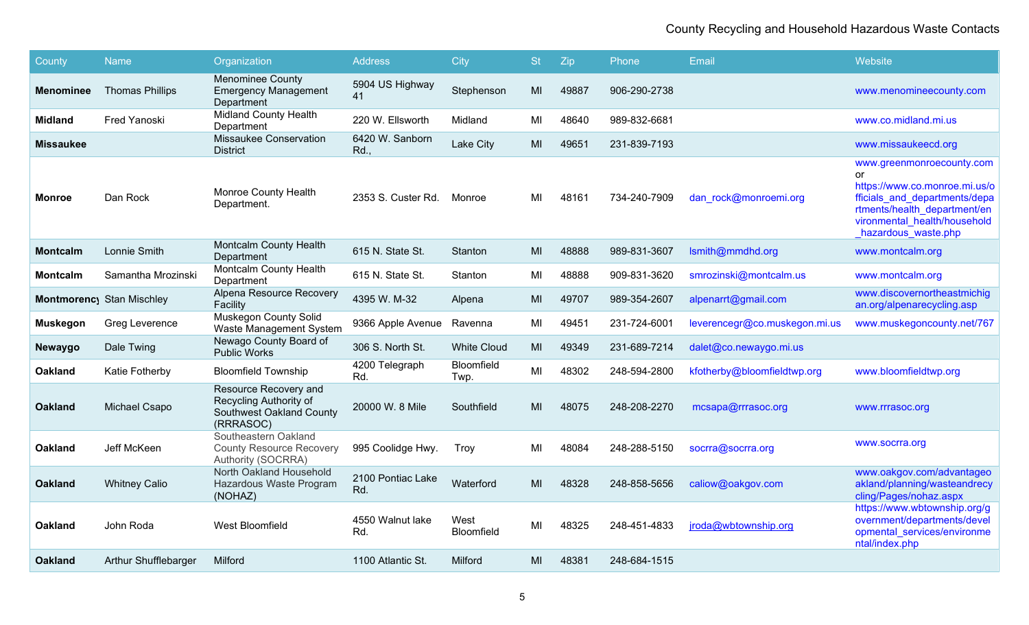County Recycling and Household Hazardous Waste Contacts

| County | Name | Organization | Address | City | St | Zip | Phone | Email | Website |
|---|---|---|---|---|---|---|---|---|---|
| **Menominee** | Thomas Phillips | Menominee County Emergency Management Department | 5904 US Highway 41 | Stephenson | MI | 49887 | 906-290-2738 | | www.menomineecounty.com |
| **Midland** | Fred Yanoski | Midland County Health Department | 220 W. Ellsworth | Midland | MI | 48640 | 989-832-6681 | | www.co.midland.mi.us |
| **Missaukee** | | Missaukee Conservation District | 6420 W. Sanborn Rd., | Lake City | MI | 49651 | 231-839-7193 | | www.missaukeecd.org |
| **Monroe** | Dan Rock | Monroe County Health Department. | 2353 S. Custer Rd. | Monroe | MI | 48161 | 734-240-7909 | dan_rock@monroemi.org | www.greenmonroecounty.com or https://www.co.monroe.mi.us/officials_and_departments/departments/health_department/environmental_health/household_hazardous_waste.php |
| **Montcalm** | Lonnie Smith | Montcalm County Health Department | 615 N. State St. | Stanton | MI | 48888 | 989-831-3607 | lsmith@mmdhd.org | www.montcalm.org |
| **Montcalm** | Samantha Mrozinski | Montcalm County Health Department | 615 N. State St. | Stanton | MI | 48888 | 909-831-3620 | smrozinski@montcalm.us | www.montcalm.org |
| **Montmorency** | Stan Mischley | Alpena Resource Recovery Facility | 4395 W. M-32 | Alpena | MI | 49707 | 989-354-2607 | alpenarrt@gmail.com | www.discovernortheastmichigan.org/alpenarecycling.asp |
| **Muskegon** | Greg Leverence | Muskegon County Solid Waste Management System | 9366 Apple Avenue | Ravenna | MI | 49451 | 231-724-6001 | leverencegr@co.muskegon.mi.us | www.muskegoncounty.net/767 |
| **Newaygo** | Dale Twing | Newago County Board of Public Works | 306 S. North St. | White Cloud | MI | 49349 | 231-689-7214 | dalet@co.newaygo.mi.us | |
| **Oakland** | Katie Fotherby | Bloomfield Township | 4200 Telegraph Rd. | Bloomfield Twp. | MI | 48302 | 248-594-2800 | kfotherby@bloomfieldtwp.org | www.bloomfieldtwp.org |
| **Oakland** | Michael Csapo | Resource Recovery and Recycling Authority of Southwest Oakland County (RRRASOC) | 20000 W. 8 Mile | Southfield | MI | 48075 | 248-208-2270 | mcsapa@rrrasoc.org | www.rrrasoc.org |
| **Oakland** | Jeff McKeen | Southeastern Oakland County Resource Recovery Authority (SOCRRA) | 995 Coolidge Hwy. | Troy | MI | 48084 | 248-288-5150 | socrra@socrra.org | www.socrra.org |
| **Oakland** | Whitney Calio | North Oakland Household Hazardous Waste Program (NOHAZ) | 2100 Pontiac Lake Rd. | Waterford | MI | 48328 | 248-858-5656 | caliow@oakgov.com | www.oakgov.com/advantageoakland/planning/wasteandrecycling/Pages/nohaz.aspx |
| **Oakland** | John Roda | West Bloomfield | 4550 Walnut lake Rd. | West Bloomfield | MI | 48325 | 248-451-4833 | jroda@wbtownship.org | https://www.wbtownship.org/government/departments/developmental_services/environmental/index.php |
| **Oakland** | Arthur Shufflebarger | Milford | 1100 Atlantic St. | Milford | MI | 48381 | 248-684-1515 | | |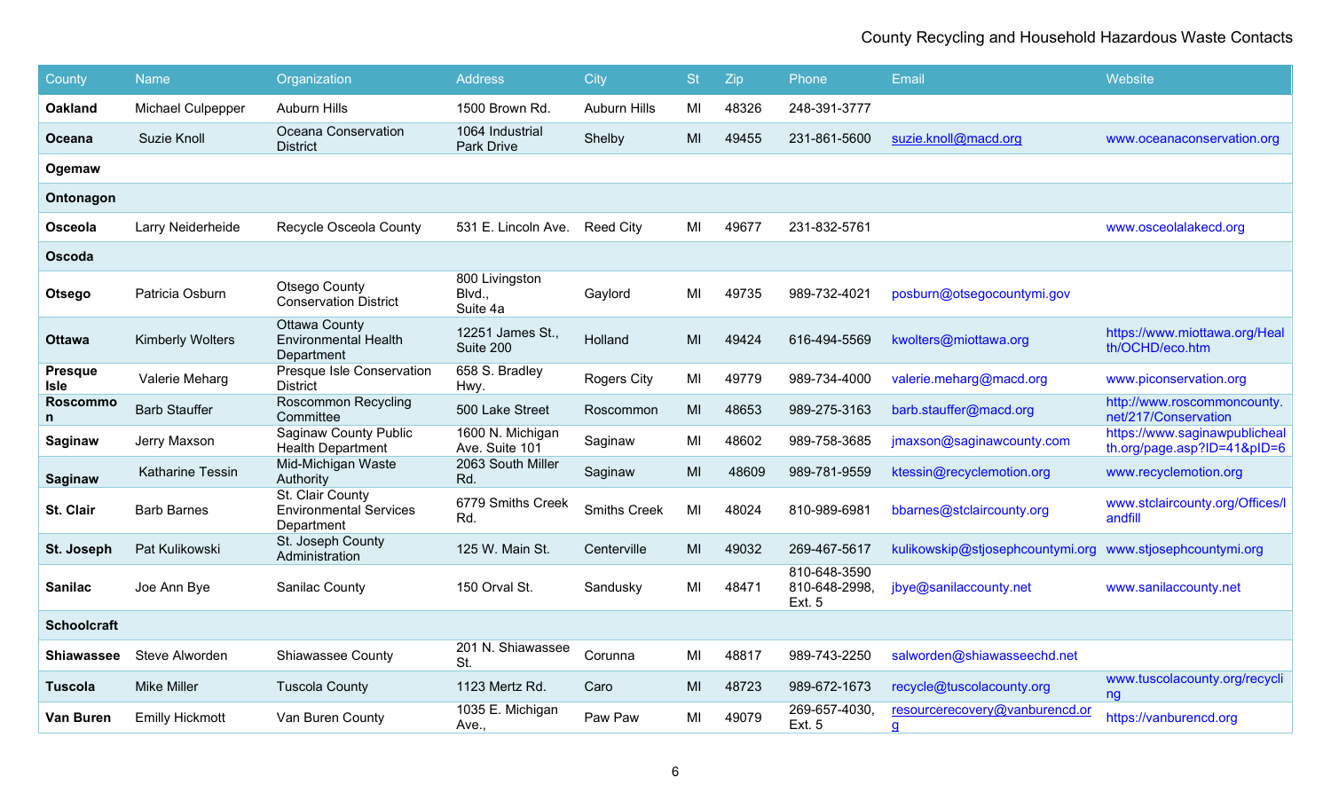# County Recycling and Household Hazardous Waste Contacts

| County | Name | Organization | Address | City | St | Zip | Phone | Email | Website |
|---|---|---|---|---|---|---|---|---|---|
| **Oakland** | Michael Culpepper | Auburn Hills | 1500 Brown Rd. | Auburn Hills | MI | 48326 | 248-391-3777 | | |
| **Oceana** | Suzie Knoll | Oceana Conservation District | 1064 Industrial Park Drive | Shelby | MI | 49455 | 231-861-5600 | suzie.knoll@macd.org | www.oceanaconservation.org |
| **Ogemaw** | | | | | | | | | |
| **Ontonagon** | | | | | | | | | |
| **Osceola** | Larry Neiderheide | Recycle Osceola County | 531 E. Lincoln Ave. | Reed City | MI | 49677 | 231-832-5761 | | www.osceolalakecd.org |
| **Oscoda** | | | | | | | | | |
| **Otsego** | Patricia Osburn | Otsego County Conservation District | 800 Livingston Blvd., Suite 4a | Gaylord | MI | 49735 | 989-732-4021 | posburn@otsegocountymi.gov | |
| **Ottawa** | Kimberly Wolters | Ottawa County Environmental Health Department | 12251 James St., Suite 200 | Holland | MI | 49424 | 616-494-5569 | kwolters@miottawa.org | https://www.miottawa.org/Health/OCHD/eco.htm |
| **Presque Isle** | Valerie Meharg | Presque Isle Conservation District | 658 S. Bradley Hwy. | Rogers City | MI | 49779 | 989-734-4000 | valerie.meharg@macd.org | www.piconservation.org |
| **Roscommon** | Barb Stauffer | Roscommon Recycling Committee | 500 Lake Street | Roscommon | MI | 48653 | 989-275-3163 | barb.stauffer@macd.org | http://www.roscommoncounty.net/217/Conservation |
| **Saginaw** | Jerry Maxson | Saginaw County Public Health Department | 1600 N. Michigan Ave. Suite 101 | Saginaw | MI | 48602 | 989-758-3685 | jmaxson@saginawcounty.com | https://www.saginawpublichealth.org/page.asp?ID=41&pID=6 |
| **Saginaw** | Katharine Tessin | Mid-Michigan Waste Authority | 2063 South Miller Rd. | Saginaw | MI | 48609 | 989-781-9559 | ktessin@recyclemotion.org | www.recyclemotion.org |
| **St. Clair** | Barb Barnes | St. Clair County Environmental Services Department | 6779 Smiths Creek Rd. | Smiths Creek | MI | 48024 | 810-989-6981 | bbarnes@stclaircounty.org | www.stclaircounty.org/Offices/landfill |
| **St. Joseph** | Pat Kulikowski | St. Joseph County Administration | 125 W. Main St. | Centerville | MI | 49032 | 269-467-5617 | kulikowskip@stjosephcountymi.org | www.stjosephcountymi.org |
| **Sanilac** | Joe Ann Bye | Sanilac County | 150 Orval St. | Sandusky | MI | 48471 | 810-648-3590 810-648-2998, Ext. 5 | jbye@sanilaccounty.net | www.sanilaccounty.net |
| **Schoolcraft** | | | | | | | | | |
| **Shiawassee** | Steve Alworden | Shiawassee County | 201 N. Shiawassee St. | Corunna | MI | 48817 | 989-743-2250 | salworden@shiawasseechd.net | |
| **Tuscola** | Mike Miller | Tuscola County | 1123 Mertz Rd. | Caro | MI | 48723 | 989-672-1673 | recycle@tuscolacounty.org | www.tuscolacounty.org/recycling |
| **Van Buren** | Emilly Hickmott | Van Buren County | 1035 E. Michigan Ave., | Paw Paw | MI | 49079 | 269-657-4030, Ext. 5 | resourcerecovery@vanburencd.org | https://vanburencd.org |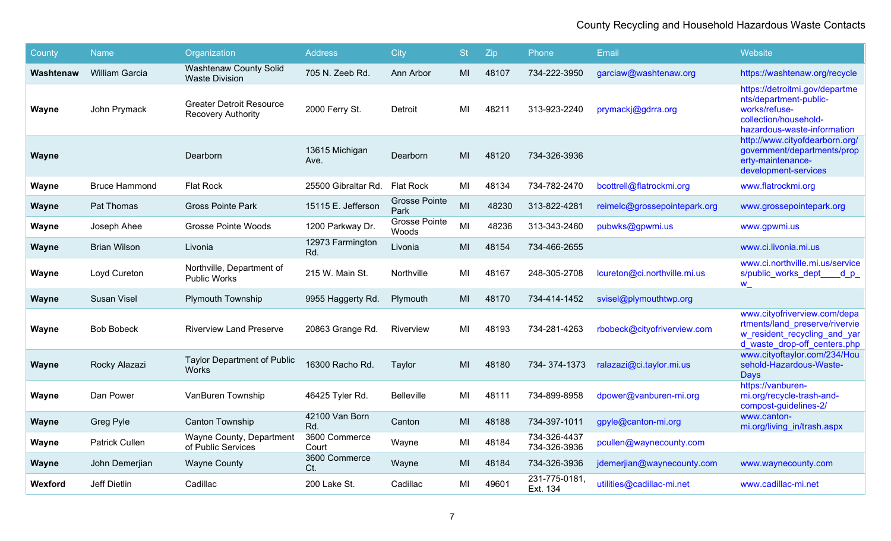County Recycling and Household Hazardous Waste Contacts

| County | Name | Organization | Address | City | St | Zip | Phone | Email | Website |
|---|---|---|---|---|---|---|---|---|---|
| **Washtenaw** | William Garcia | Washtenaw County Solid Waste Division | 705 N. Zeeb Rd. | Ann Arbor | MI | 48107 | 734-222-3950 | garciaw@washtenaw.org | https://washtenaw.org/recycle |
| **Wayne** | John Prymack | Greater Detroit Resource Recovery Authority | 2000 Ferry St. | Detroit | MI | 48211 | 313-923-2240 | prymackj@gdrra.org | https://detroitmi.gov/departments/department-public-works/refuse-collection/household-hazardous-waste-information |
| **Wayne** | | Dearborn | 13615 Michigan Ave. | Dearborn | MI | 48120 | 734-326-3936 | | http://www.cityofdearborn.org/government/departments/property-maintenance-development-services |
| **Wayne** | Bruce Hammond | Flat Rock | 25500 Gibraltar Rd. | Flat Rock | MI | 48134 | 734-782-2470 | bcottrell@flatrockmi.org | www.flatrockmi.org |
| **Wayne** | Pat Thomas | Gross Pointe Park | 15115 E. Jefferson | Grosse Pointe Park | MI | 48230 | 313-822-4281 | reimelc@grossepointepark.org | www.grossepointepark.org |
| **Wayne** | Joseph Ahee | Grosse Pointe Woods | 1200 Parkway Dr. | Grosse Pointe Woods | MI | 48236 | 313-343-2460 | pubwks@gpwmi.us | www.gpwmi.us |
| **Wayne** | Brian Wilson | Livonia | 12973 Farmington Rd. | Livonia | MI | 48154 | 734-466-2655 | | www.ci.livonia.mi.us |
| **Wayne** | Loyd Cureton | Northville, Department of Public Works | 215 W. Main St. | Northville | MI | 48167 | 248-305-2708 | lcureton@ci.northville.mi.us | www.ci.northville.mi.us/services/public_works_dept____d_p_w_ |
| **Wayne** | Susan Visel | Plymouth Township | 9955 Haggerty Rd. | Plymouth | MI | 48170 | 734-414-1452 | svisel@plymouthtwp.org | |
| **Wayne** | Bob Bobeck | Riverview Land Preserve | 20863 Grange Rd. | Riverview | MI | 48193 | 734-281-4263 | rbobeck@cityofriverview.com | www.cityofriverview.com/departments/land_preserve/riverview_resident_recycling_and_yard_waste_drop-off_centers.php |
| **Wayne** | Rocky Alazazi | Taylor Department of Public Works | 16300 Racho Rd. | Taylor | MI | 48180 | 734- 374-1373 | ralazazi@ci.taylor.mi.us | www.cityoftaylor.com/234/Household-Hazardous-Waste-Days |
| **Wayne** | Dan Power | VanBuren Township | 46425 Tyler Rd. | Belleville | MI | 48111 | 734-899-8958 | dpower@vanburen-mi.org | https://vanburen-mi.org/recycle-trash-and-compost-guidelines-2/ |
| **Wayne** | Greg Pyle | Canton Township | 42100 Van Born Rd. | Canton | MI | 48188 | 734-397-1011 | gpyle@canton-mi.org | www.canton-mi.org/living_in/trash.aspx |
| **Wayne** | Patrick Cullen | Wayne County, Department of Public Services | 3600 Commerce Court | Wayne | MI | 48184 | 734-326-4437 734-326-3936 | pcullen@waynecounty.com | |
| **Wayne** | John Demerjian | Wayne County | 3600 Commerce Ct. | Wayne | MI | 48184 | 734-326-3936 | jdemerjian@waynecounty.com | www.waynecounty.com |
| **Wexford** | Jeff Dietlin | Cadillac | 200 Lake St. | Cadillac | MI | 49601 | 231-775-0181, Ext. 134 | utilities@cadillac-mi.net | www.cadillac-mi.net |